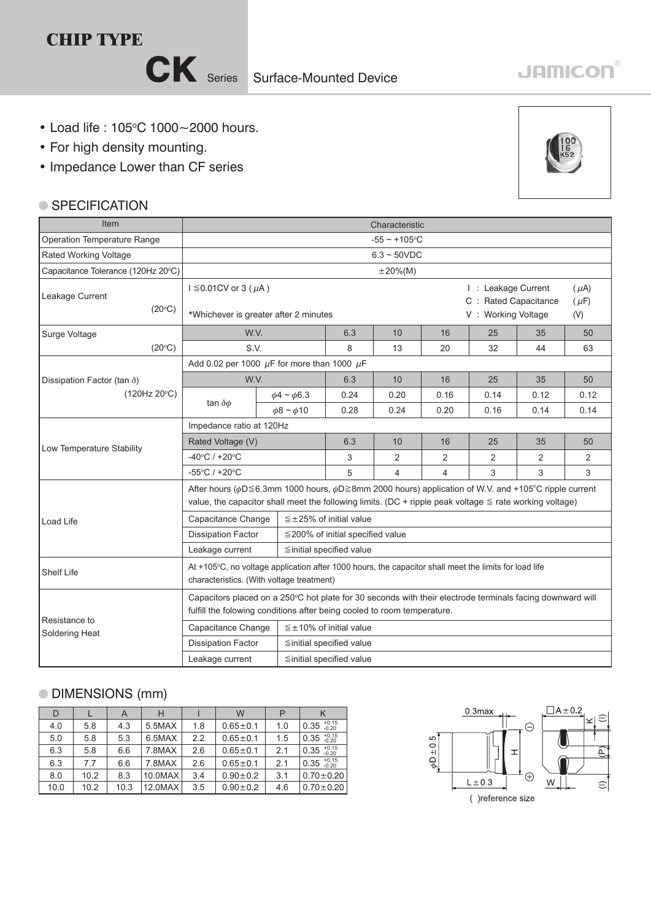# CHIP TYPE

## CK Series Surface-Mounted Device

JAMICON®

- Load life : 105°C 1000~2000 hours.
- For high density mounting.
- Impedance Lower than CF series

### SPECIFICATION

| Item | Characteristic | | | | | | | |
|---|---|---|---|---|---|---|---|---|
| Operation Temperature Range | -55 ~ +105°C | | | | | | | |
| Rated Working Voltage | 6.3 ~ 50VDC | | | | | | | |
| Capacitance Tolerance (120Hz 20°C) | ±20%(M) | | | | | | | |
| Leakage Current (20°C) | I ≦0.01CV or 3 ($\mu$A) *Whichever is greater after 2 minutes | | | | I : Leakage Current ($\mu$A) C : Rated Capacitance ($\mu$F) V : Working Voltage (V) | | | |
| Surge Voltage (20°C) | W.V. | | 6.3 | 10 | 16 | 25 | 35 | 50 |
| | S.V. | | 8 | 13 | 20 | 32 | 44 | 63 |
| Dissipation Factor (tan $\delta$) (120Hz 20°C) | Add 0.02 per 1000 $\mu$F for more than 1000 $\mu$F | | | | | | | |
| | W.V. | | 6.3 | 10 | 16 | 25 | 35 | 50 |
| | tan $\delta\phi$ | $\phi$4 ~ $\phi$6.3 | 0.24 | 0.20 | 0.16 | 0.14 | 0.12 | 0.12 |
| | | $\phi$8 ~ $\phi$10 | 0.28 | 0.24 | 0.20 | 0.16 | 0.14 | 0.14 |
| Low Temperature Stability | Impedance ratio at 120Hz | | | | | | | |
| | Rated Voltage (V) | | 6.3 | 10 | 16 | 25 | 35 | 50 |
| | -40°C / +20°C | | 3 | 2 | 2 | 2 | 2 | 2 |
| | -55°C / +20°C | | 5 | 4 | 4 | 3 | 3 | 3 |
| Load Life | After hours ($\phi$D≦6.3mm 1000 hours, $\phi$D≧8mm 2000 hours) application of W.V. and +105°C ripple current value, the capacitor shall meet the following limits. (DC + ripple peak voltage ≦ rate working voltage) | | | | | | | |
| | Capacitance Change | ≦±25% of initial value | | | | | | |
| | Dissipation Factor | ≦200% of initial specified value | | | | | | |
| | Leakage current | ≦initial specified value | | | | | | |
| Shelf Life | At +105°C, no voltage application after 1000 hours, the capacitor shall meet the limits for load life characteristics. (With voltage treatment) | | | | | | | |
| Resistance to Soldering Heat | Capacitors placed on a 250°C hot plate for 30 seconds with their electrode terminals facing downward will fulfill the folowing conditions after being cooled to room temperature. | | | | | | | |
| | Capacitance Change | ≦±10% of initial value | | | | | | |
| | Dissipation Factor | ≦initial specified value | | | | | | |
| | Leakage current | ≦initial specified value | | | | | | |

### DIMENSIONS (mm)

| D | L | A | H | I | W | P | K |
|---|---|---|---|---|---|---|---|
| 4.0 | 5.8 | 4.3 | 5.5MAX | 1.8 | 0.65±0.1 | 1.0 | 0.35 $^{+0.15}_{-0.20}$ |
| 5.0 | 5.8 | 5.3 | 6.5MAX | 2.2 | 0.65±0.1 | 1.5 | 0.35 $^{+0.15}_{-0.20}$ |
| 6.3 | 5.8 | 6.6 | 7.8MAX | 2.6 | 0.65±0.1 | 2.1 | 0.35 $^{+0.15}_{-0.20}$ |
| 6.3 | 7.7 | 6.6 | 7.8MAX | 2.6 | 0.65±0.1 | 2.1 | 0.35 $^{+0.15}_{-0.20}$ |
| 8.0 | 10.2 | 8.3 | 10.0MAX | 3.4 | 0.90±0.2 | 3.1 | 0.70±0.20 |
| 10.0 | 10.2 | 10.3 | 12.0MAX | 3.5 | 0.90±0.2 | 4.6 | 0.70±0.20 |

( )reference size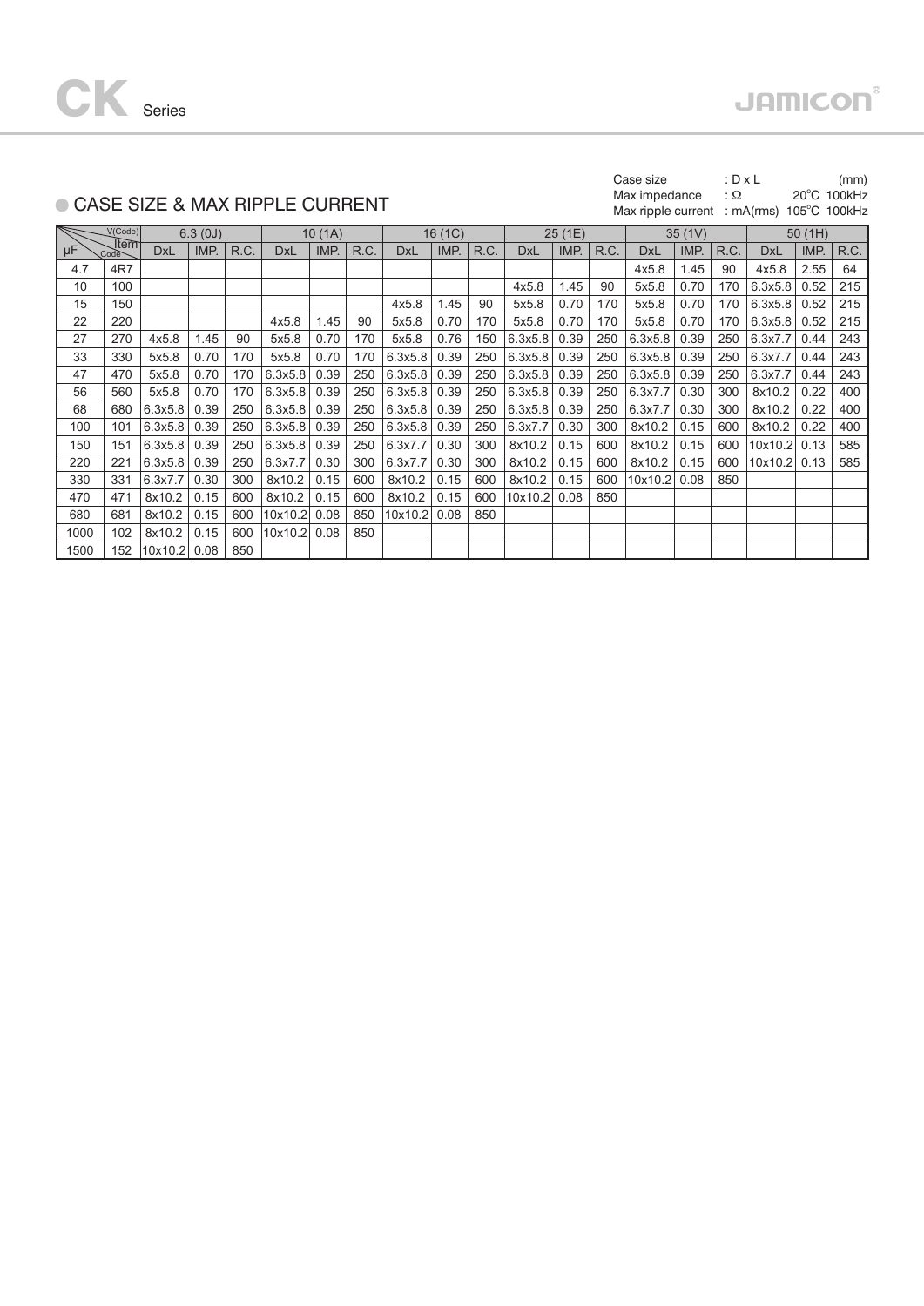# CK Series

## CASE SIZE & MAX RIPPLE CURRENT

Case size : D x L (mm)
Max impedance : Ω 20°C 100kHz
Max ripple current : mA(rms) 105°C 100kHz

| μF | V(Code) / Item / Code | 6.3 (0J) | | | 10 (1A) | | | 16 (1C) | | | 25 (1E) | | | 35 (1V) | | | 50 (1H) | | |
|---|---|---|---|---|---|---|---|---|---|---|---|---|---|---|---|---|---|---|---|
| | | DxL | IMP. | R.C. | DxL | IMP. | R.C. | DxL | IMP. | R.C. | DxL | IMP. | R.C. | DxL | IMP. | R.C. | DxL | IMP. | R.C. |
| 4.7 | 4R7 | | | | | | | | | | | | | 4x5.8 | 1.45 | 90 | 4x5.8 | 2.55 | 64 |
| 10 | 100 | | | | | | | | | | 4x5.8 | 1.45 | 90 | 5x5.8 | 0.70 | 170 | 6.3x5.8 | 0.52 | 215 |
| 15 | 150 | | | | | | | 4x5.8 | 1.45 | 90 | 5x5.8 | 0.70 | 170 | 5x5.8 | 0.70 | 170 | 6.3x5.8 | 0.52 | 215 |
| 22 | 220 | | | | 4x5.8 | 1.45 | 90 | 5x5.8 | 0.70 | 170 | 5x5.8 | 0.70 | 170 | 5x5.8 | 0.70 | 170 | 6.3x5.8 | 0.52 | 215 |
| 27 | 270 | 4x5.8 | 1.45 | 90 | 5x5.8 | 0.70 | 170 | 5x5.8 | 0.76 | 150 | 6.3x5.8 | 0.39 | 250 | 6.3x5.8 | 0.39 | 250 | 6.3x7.7 | 0.44 | 243 |
| 33 | 330 | 5x5.8 | 0.70 | 170 | 5x5.8 | 0.70 | 170 | 6.3x5.8 | 0.39 | 250 | 6.3x5.8 | 0.39 | 250 | 6.3x5.8 | 0.39 | 250 | 6.3x7.7 | 0.44 | 243 |
| 47 | 470 | 5x5.8 | 0.70 | 170 | 6.3x5.8 | 0.39 | 250 | 6.3x5.8 | 0.39 | 250 | 6.3x5.8 | 0.39 | 250 | 6.3x5.8 | 0.39 | 250 | 6.3x7.7 | 0.44 | 243 |
| 56 | 560 | 5x5.8 | 0.70 | 170 | 6.3x5.8 | 0.39 | 250 | 6.3x5.8 | 0.39 | 250 | 6.3x5.8 | 0.39 | 250 | 6.3x7.7 | 0.30 | 300 | 8x10.2 | 0.22 | 400 |
| 68 | 680 | 6.3x5.8 | 0.39 | 250 | 6.3x5.8 | 0.39 | 250 | 6.3x5.8 | 0.39 | 250 | 6.3x5.8 | 0.39 | 250 | 6.3x7.7 | 0.30 | 300 | 8x10.2 | 0.22 | 400 |
| 100 | 101 | 6.3x5.8 | 0.39 | 250 | 6.3x5.8 | 0.39 | 250 | 6.3x5.8 | 0.39 | 250 | 6.3x7.7 | 0.30 | 300 | 8x10.2 | 0.15 | 600 | 8x10.2 | 0.22 | 400 |
| 150 | 151 | 6.3x5.8 | 0.39 | 250 | 6.3x5.8 | 0.39 | 250 | 6.3x7.7 | 0.30 | 300 | 8x10.2 | 0.15 | 600 | 8x10.2 | 0.15 | 600 | 10x10.2 | 0.13 | 585 |
| 220 | 221 | 6.3x5.8 | 0.39 | 250 | 6.3x7.7 | 0.30 | 300 | 6.3x7.7 | 0.30 | 300 | 8x10.2 | 0.15 | 600 | 8x10.2 | 0.15 | 600 | 10x10.2 | 0.13 | 585 |
| 330 | 331 | 6.3x7.7 | 0.30 | 300 | 8x10.2 | 0.15 | 600 | 8x10.2 | 0.15 | 600 | 8x10.2 | 0.15 | 600 | 10x10.2 | 0.08 | 850 | | | |
| 470 | 471 | 8x10.2 | 0.15 | 600 | 8x10.2 | 0.15 | 600 | 8x10.2 | 0.15 | 600 | 10x10.2 | 0.08 | 850 | | | | | | |
| 680 | 681 | 8x10.2 | 0.15 | 600 | 10x10.2 | 0.08 | 850 | 10x10.2 | 0.08 | 850 | | | | | | | | | |
| 1000 | 102 | 8x10.2 | 0.15 | 600 | 10x10.2 | 0.08 | 850 | | | | | | | | | | | | |
| 1500 | 152 | 10x10.2 | 0.08 | 850 | | | | | | | | | | | | | | | |